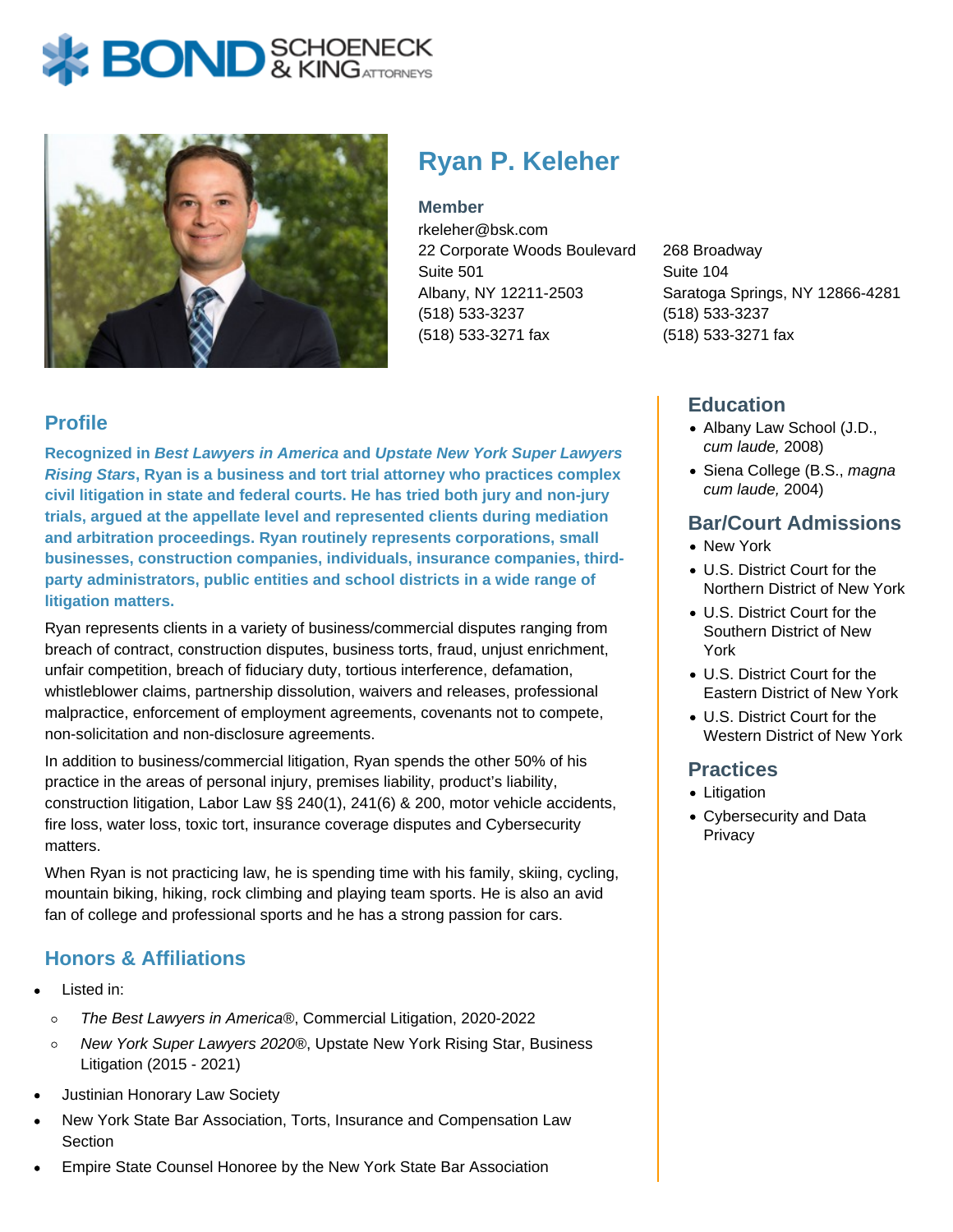# Ryan P. Keleher

**Member**

rkeleher@bsk.com

22 Corporate Woods Boulevard
Suite 501
Albany, NY 12211-2503
(518) 533-3237
(518) 533-3271 fax

268 Broadway
Suite 104
Saratoga Springs, NY 12866-4281
(518) 533-3237
(518) 533-3271 fax

## Profile

**Recognized in *Best Lawyers in America* and *Upstate New York Super Lawyers Rising Stars*, Ryan is a business and tort trial attorney who practices complex civil litigation in state and federal courts. He has tried both jury and non-jury trials, argued at the appellate level and represented clients during mediation and arbitration proceedings. Ryan routinely represents corporations, small businesses, construction companies, individuals, insurance companies, third-party administrators, public entities and school districts in a wide range of litigation matters.**

Ryan represents clients in a variety of business/commercial disputes ranging from breach of contract, construction disputes, business torts, fraud, unjust enrichment, unfair competition, breach of fiduciary duty, tortious interference, defamation, whistleblower claims, partnership dissolution, waivers and releases, professional malpractice, enforcement of employment agreements, covenants not to compete, non-solicitation and non-disclosure agreements.

In addition to business/commercial litigation, Ryan spends the other 50% of his practice in the areas of personal injury, premises liability, product's liability, construction litigation, Labor Law §§ 240(1), 241(6) & 200, motor vehicle accidents, fire loss, water loss, toxic tort, insurance coverage disputes and Cybersecurity matters.

When Ryan is not practicing law, he is spending time with his family, skiing, cycling, mountain biking, hiking, rock climbing and playing team sports. He is also an avid fan of college and professional sports and he has a strong passion for cars.

## Honors & Affiliations

- Listed in:
  - *The Best Lawyers in America*®, Commercial Litigation, 2020-2022
  - *New York Super Lawyers 2020*®, Upstate New York Rising Star, Business Litigation (2015 - 2021)
- Justinian Honorary Law Society
- New York State Bar Association, Torts, Insurance and Compensation Law Section
- Empire State Counsel Honoree by the New York State Bar Association

## Education

- Albany Law School (J.D., *cum laude,* 2008)
- Siena College (B.S., *magna cum laude,* 2004)

## Bar/Court Admissions

- New York
- U.S. District Court for the Northern District of New York
- U.S. District Court for the Southern District of New York
- U.S. District Court for the Eastern District of New York
- U.S. District Court for the Western District of New York

## Practices

- Litigation
- Cybersecurity and Data Privacy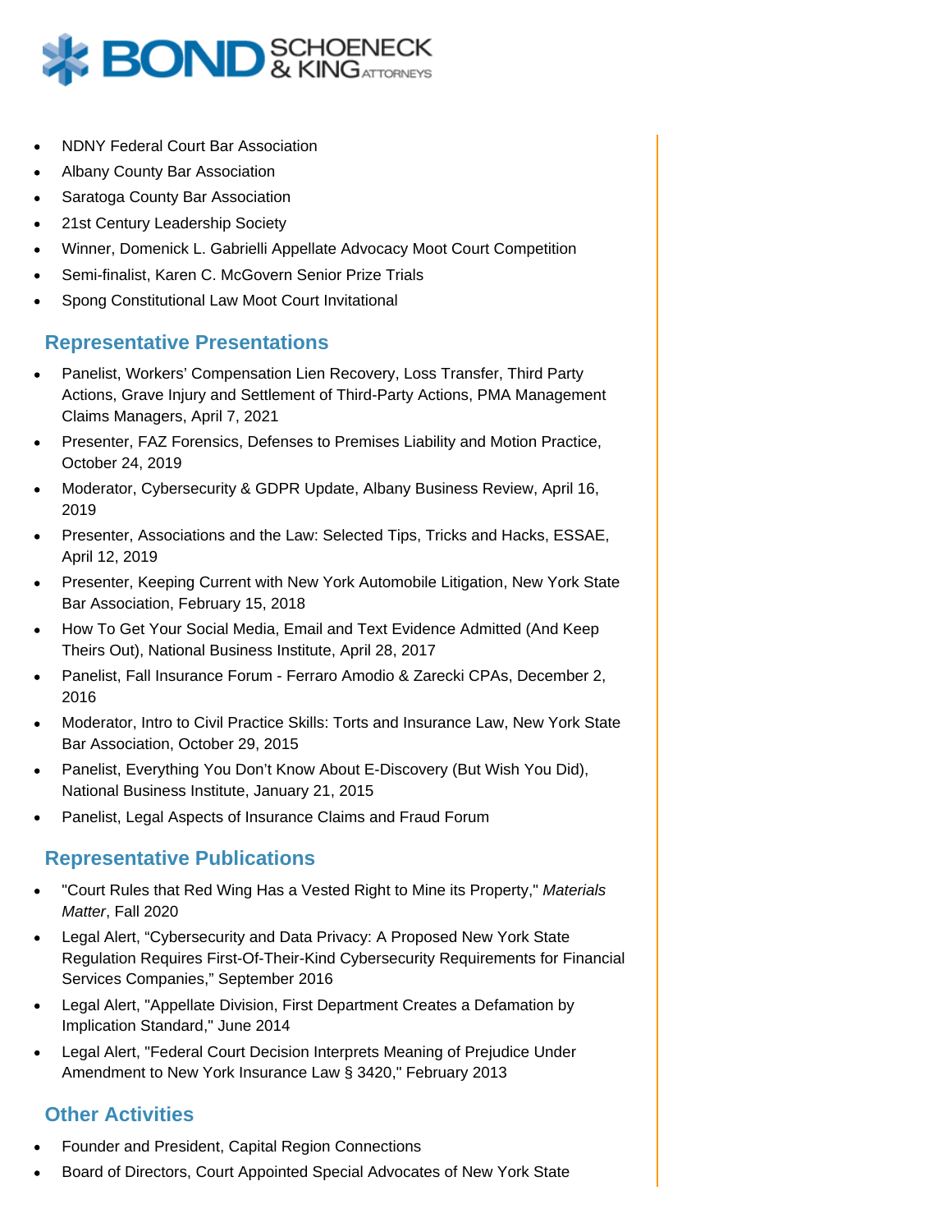- NDNY Federal Court Bar Association
- Albany County Bar Association
- Saratoga County Bar Association
- 21st Century Leadership Society
- Winner, Domenick L. Gabrielli Appellate Advocacy Moot Court Competition
- Semi-finalist, Karen C. McGovern Senior Prize Trials
- Spong Constitutional Law Moot Court Invitational

## Representative Presentations

- Panelist, Workers' Compensation Lien Recovery, Loss Transfer, Third Party Actions, Grave Injury and Settlement of Third-Party Actions, PMA Management Claims Managers, April 7, 2021
- Presenter, FAZ Forensics, Defenses to Premises Liability and Motion Practice, October 24, 2019
- Moderator, Cybersecurity & GDPR Update, Albany Business Review, April 16, 2019
- Presenter, Associations and the Law: Selected Tips, Tricks and Hacks, ESSAE, April 12, 2019
- Presenter, Keeping Current with New York Automobile Litigation, New York State Bar Association, February 15, 2018
- How To Get Your Social Media, Email and Text Evidence Admitted (And Keep Theirs Out), National Business Institute, April 28, 2017
- Panelist, Fall Insurance Forum - Ferraro Amodio & Zarecki CPAs, December 2, 2016
- Moderator, Intro to Civil Practice Skills: Torts and Insurance Law, New York State Bar Association, October 29, 2015
- Panelist, Everything You Don't Know About E-Discovery (But Wish You Did), National Business Institute, January 21, 2015
- Panelist, Legal Aspects of Insurance Claims and Fraud Forum

## Representative Publications

- "Court Rules that Red Wing Has a Vested Right to Mine its Property," *Materials Matter*, Fall 2020
- Legal Alert, "Cybersecurity and Data Privacy: A Proposed New York State Regulation Requires First-Of-Their-Kind Cybersecurity Requirements for Financial Services Companies," September 2016
- Legal Alert, "Appellate Division, First Department Creates a Defamation by Implication Standard," June 2014
- Legal Alert, "Federal Court Decision Interprets Meaning of Prejudice Under Amendment to New York Insurance Law § 3420," February 2013

## Other Activities

- Founder and President, Capital Region Connections
- Board of Directors, Court Appointed Special Advocates of New York State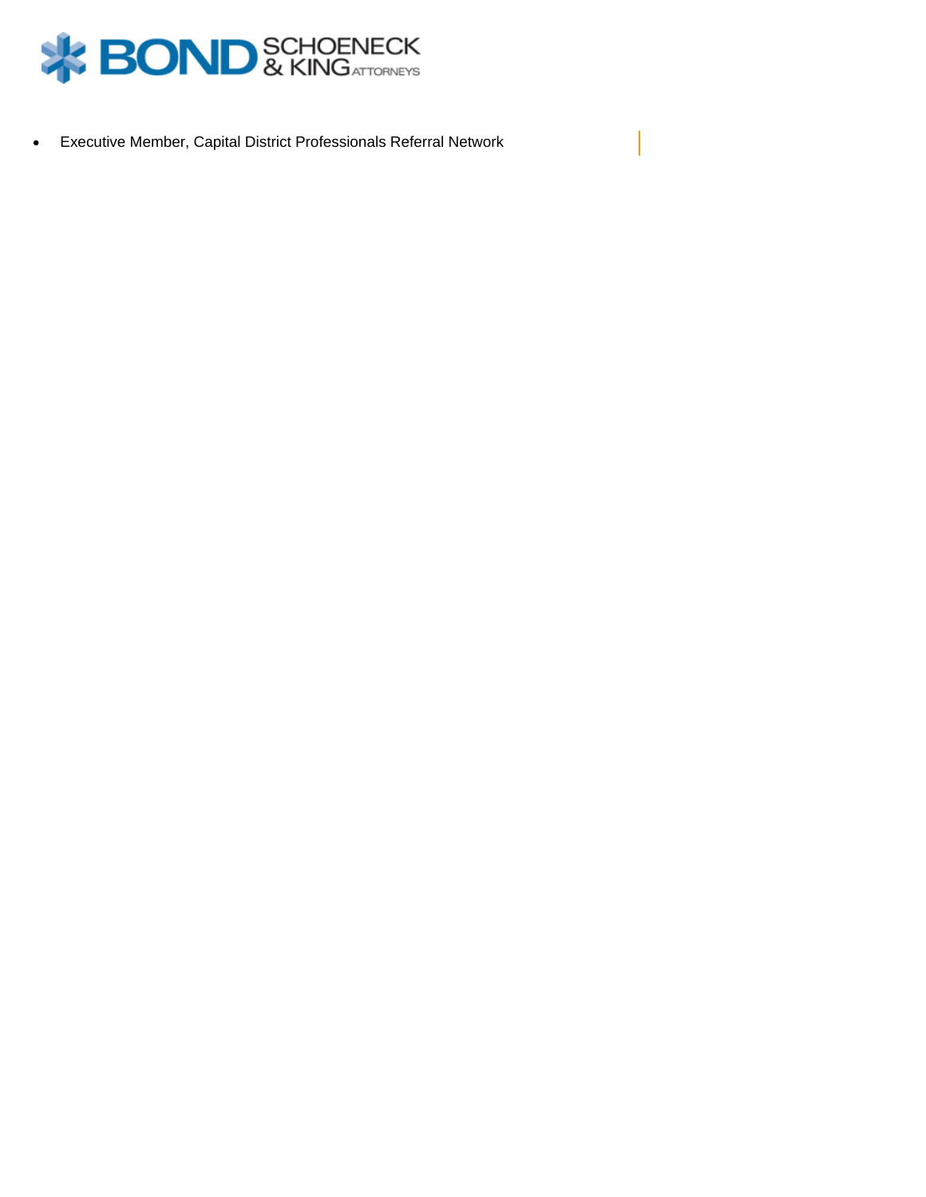- Executive Member, Capital District Professionals Referral Network